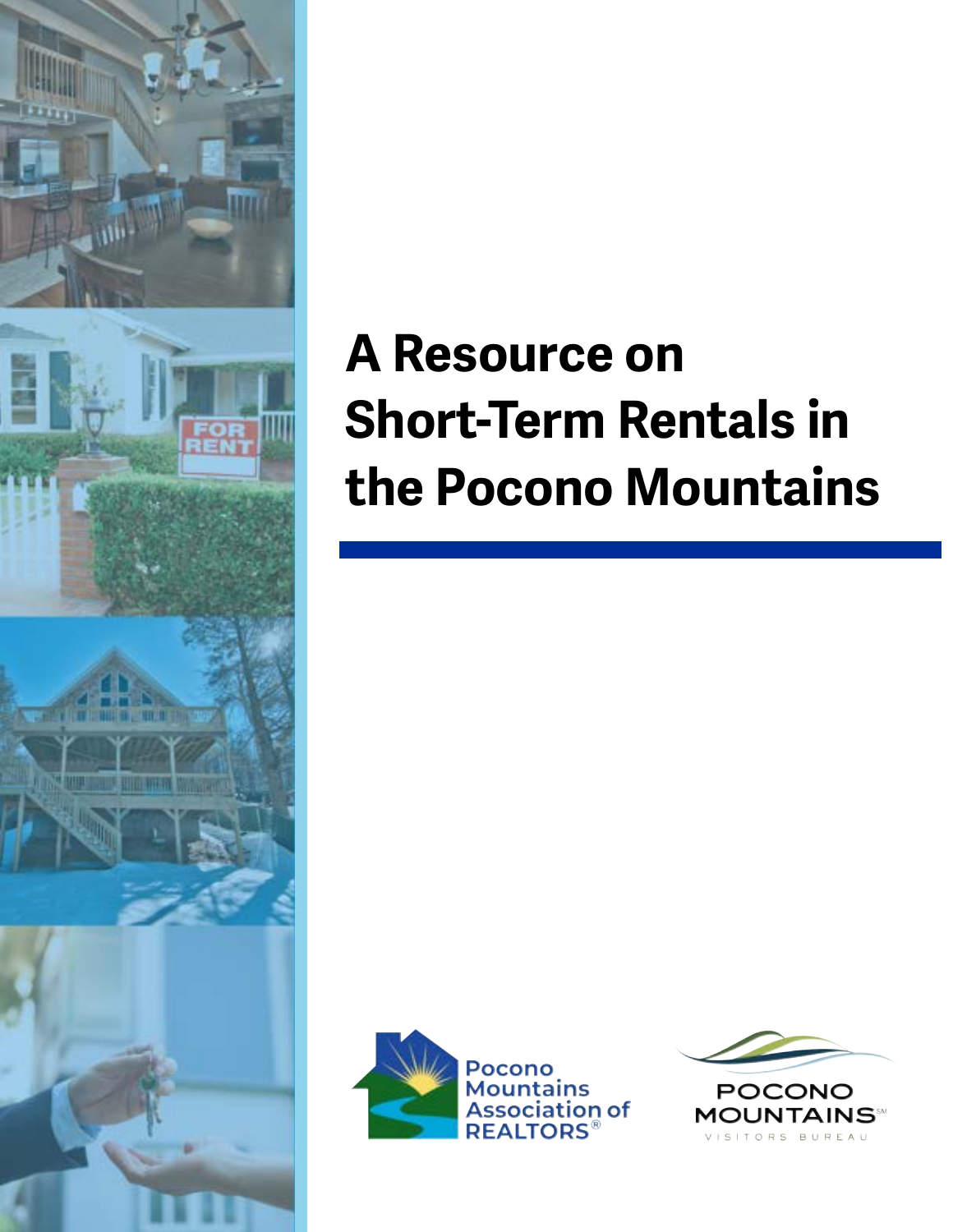# A Resource on Short-Term Rentals in the Pocono Mountains

Pocono Mountains Association of REALTORS®

POCONO MOUNTAINS℠ VISITORS BUREAU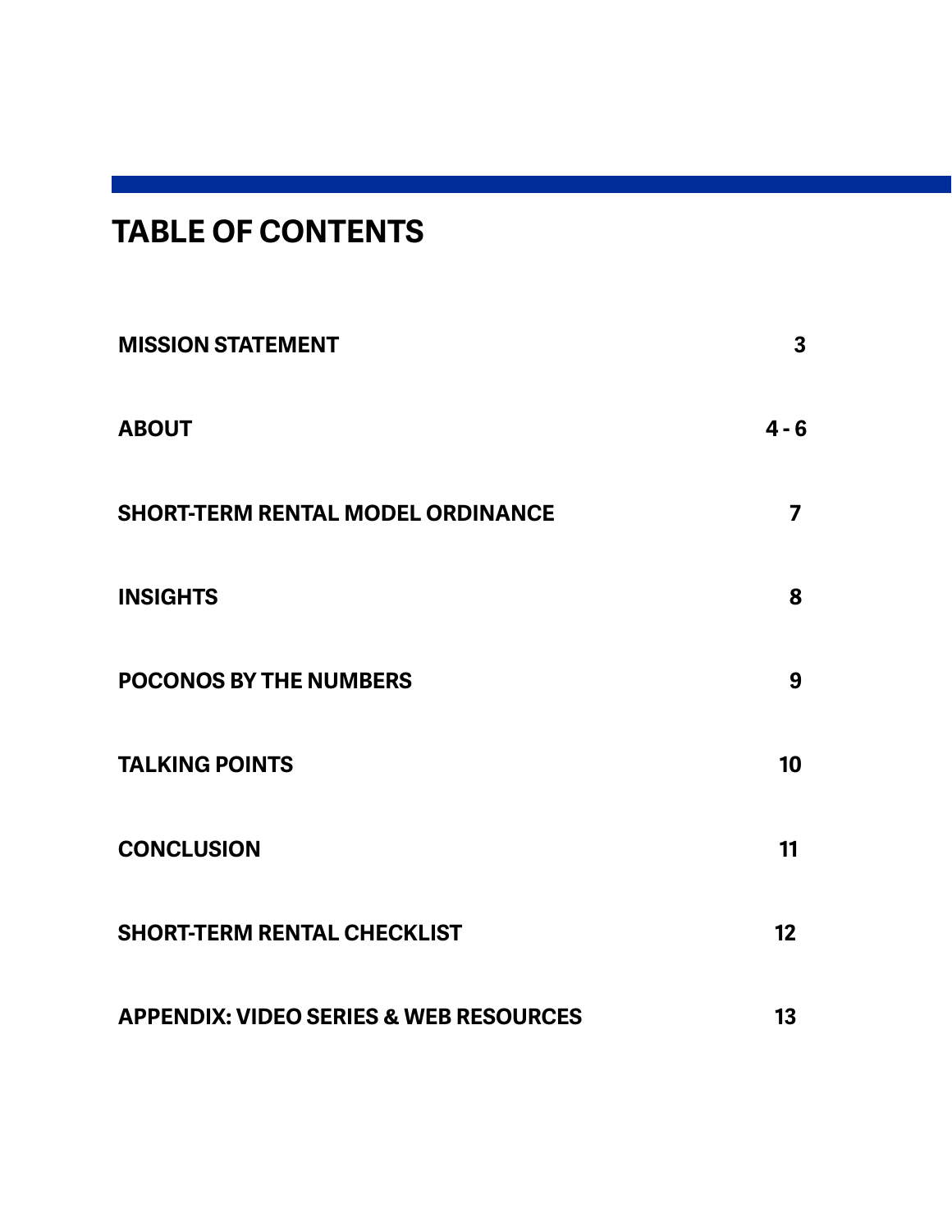# TABLE OF CONTENTS

| | |
|---|---|
| MISSION STATEMENT | 3 |
| ABOUT | 4 - 6 |
| SHORT-TERM RENTAL MODEL ORDINANCE | 7 |
| INSIGHTS | 8 |
| POCONOS BY THE NUMBERS | 9 |
| TALKING POINTS | 10 |
| CONCLUSION | 11 |
| SHORT-TERM RENTAL CHECKLIST | 12 |
| APPENDIX: VIDEO SERIES & WEB RESOURCES | 13 |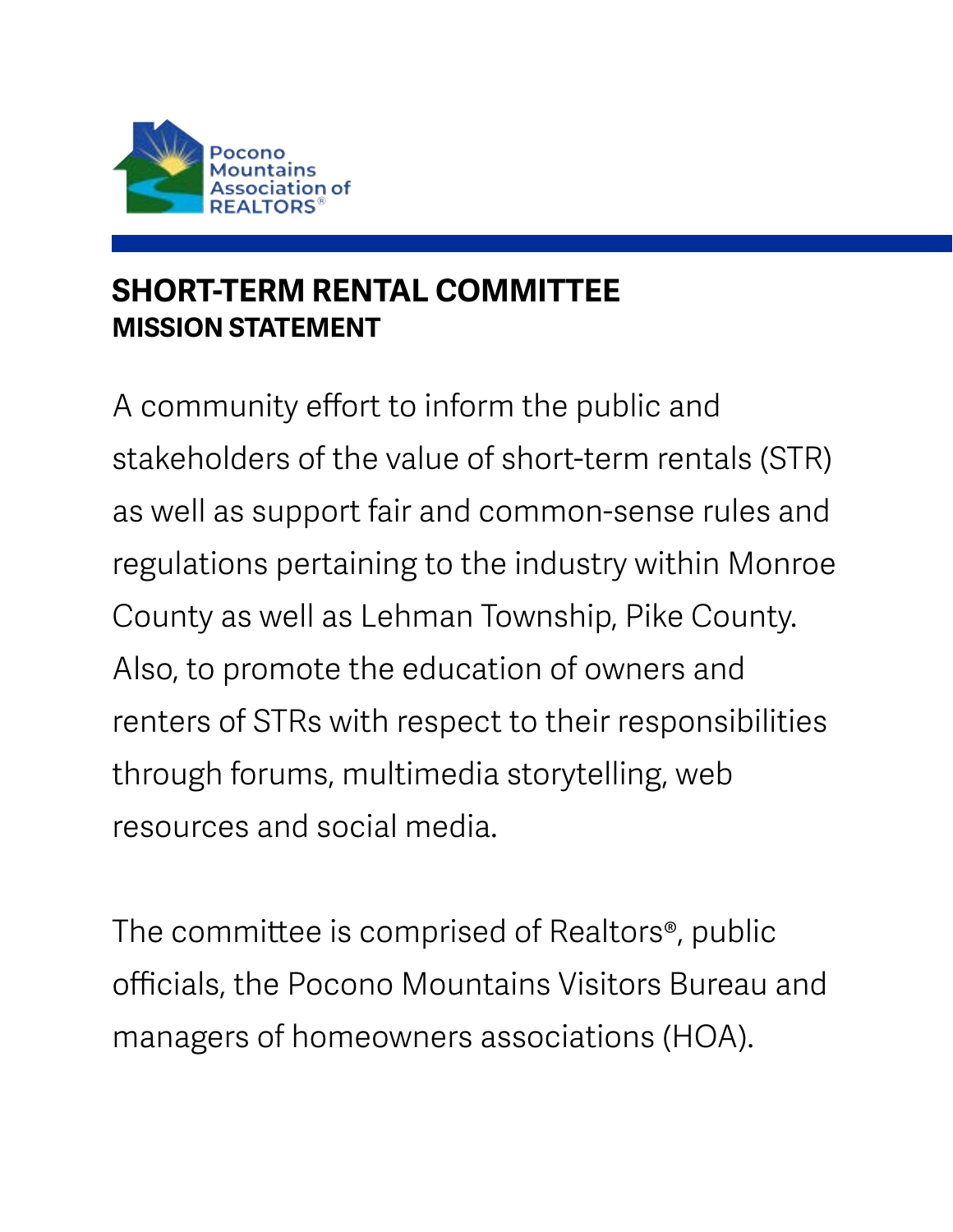Pocono Mountains Association of REALTORS®

## SHORT-TERM RENTAL COMMITTEE
### MISSION STATEMENT

A community effort to inform the public and stakeholders of the value of short-term rentals (STR) as well as support fair and common-sense rules and regulations pertaining to the industry within Monroe County as well as Lehman Township, Pike County. Also, to promote the education of owners and renters of STRs with respect to their responsibilities through forums, multimedia storytelling, web resources and social media.

The committee is comprised of Realtors®, public officials, the Pocono Mountains Visitors Bureau and managers of homeowners associations (HOA).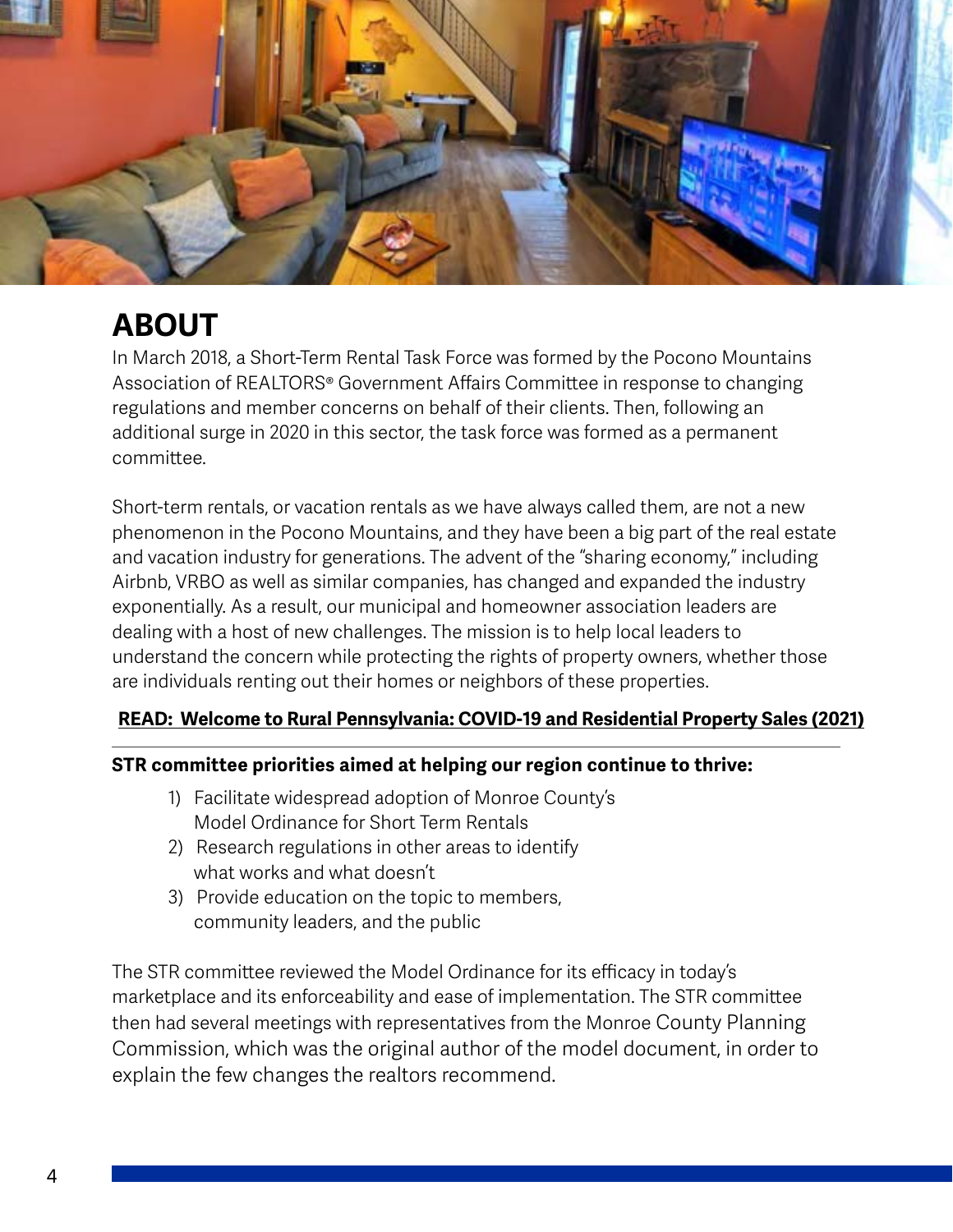# ABOUT

In March 2018, a Short-Term Rental Task Force was formed by the Pocono Mountains Association of REALTORS® Government Affairs Committee in response to changing regulations and member concerns on behalf of their clients. Then, following an additional surge in 2020 in this sector, the task force was formed as a permanent committee.

Short-term rentals, or vacation rentals as we have always called them, are not a new phenomenon in the Pocono Mountains, and they have been a big part of the real estate and vacation industry for generations. The advent of the "sharing economy," including Airbnb, VRBO as well as similar companies, has changed and expanded the industry exponentially. As a result, our municipal and homeowner association leaders are dealing with a host of new challenges. The mission is to help local leaders to understand the concern while protecting the rights of property owners, whether those are individuals renting out their homes or neighbors of these properties.

**READ: Welcome to Rural Pennsylvania: COVID-19 and Residential Property Sales (2021)**

---

**STR committee priorities aimed at helping our region continue to thrive:**

1) Facilitate widespread adoption of Monroe County's Model Ordinance for Short Term Rentals
2) Research regulations in other areas to identify what works and what doesn't
3) Provide education on the topic to members, community leaders, and the public

The STR committee reviewed the Model Ordinance for its efficacy in today's marketplace and its enforceability and ease of implementation. The STR committee then had several meetings with representatives from the Monroe County Planning Commission, which was the original author of the model document, in order to explain the few changes the realtors recommend.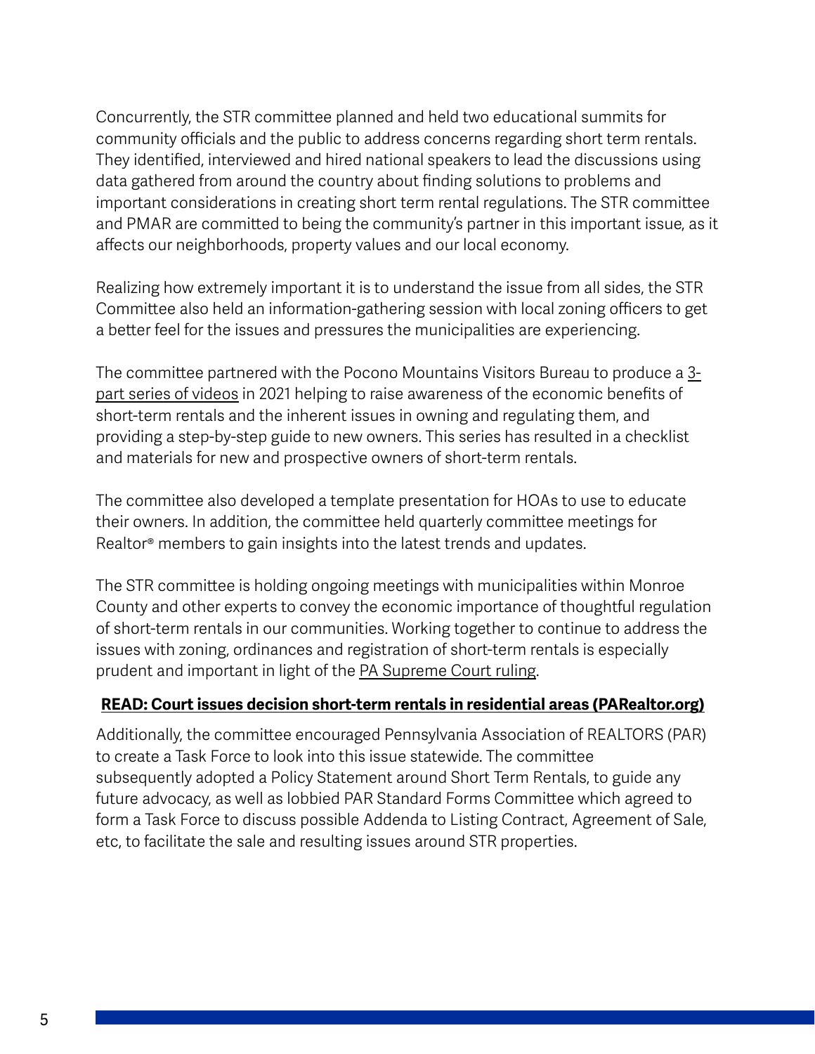Concurrently, the STR committee planned and held two educational summits for community officials and the public to address concerns regarding short term rentals. They identified, interviewed and hired national speakers to lead the discussions using data gathered from around the country about finding solutions to problems and important considerations in creating short term rental regulations. The STR committee and PMAR are committed to being the community's partner in this important issue, as it affects our neighborhoods, property values and our local economy.

Realizing how extremely important it is to understand the issue from all sides, the STR Committee also held an information-gathering session with local zoning officers to get a better feel for the issues and pressures the municipalities are experiencing.

The committee partnered with the Pocono Mountains Visitors Bureau to produce a 3-part series of videos in 2021 helping to raise awareness of the economic benefits of short-term rentals and the inherent issues in owning and regulating them, and providing a step-by-step guide to new owners. This series has resulted in a checklist and materials for new and prospective owners of short-term rentals.

The committee also developed a template presentation for HOAs to use to educate their owners. In addition, the committee held quarterly committee meetings for Realtor® members to gain insights into the latest trends and updates.

The STR committee is holding ongoing meetings with municipalities within Monroe County and other experts to convey the economic importance of thoughtful regulation of short-term rentals in our communities. Working together to continue to address the issues with zoning, ordinances and registration of short-term rentals is especially prudent and important in light of the PA Supreme Court ruling.

**READ: Court issues decision short-term rentals in residential areas (PARealtor.org)**

Additionally, the committee encouraged Pennsylvania Association of REALTORS (PAR) to create a Task Force to look into this issue statewide. The committee subsequently adopted a Policy Statement around Short Term Rentals, to guide any future advocacy, as well as lobbied PAR Standard Forms Committee which agreed to form a Task Force to discuss possible Addenda to Listing Contract, Agreement of Sale, etc, to facilitate the sale and resulting issues around STR properties.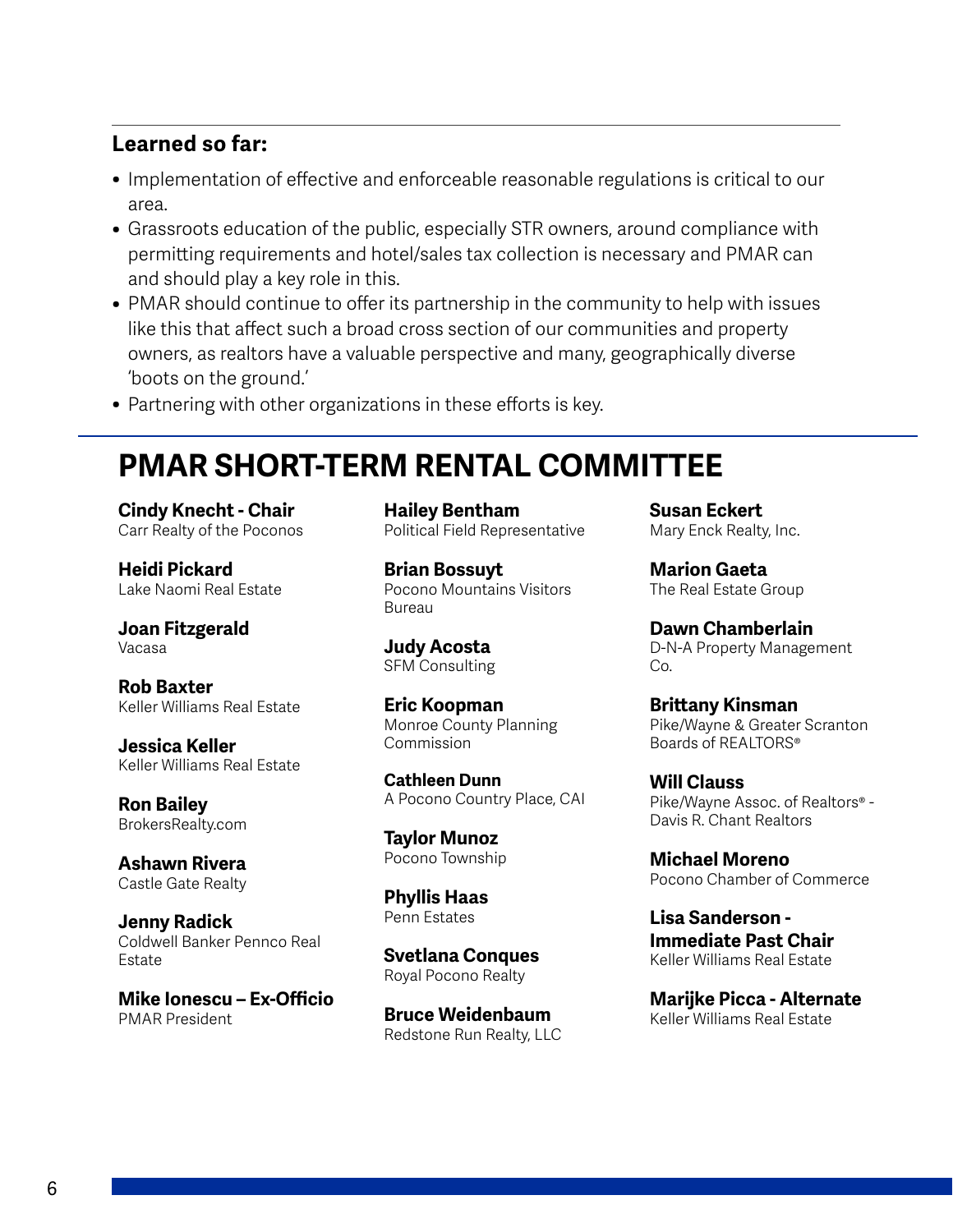### Learned so far:

- Implementation of effective and enforceable reasonable regulations is critical to our area.
- Grassroots education of the public, especially STR owners, around compliance with permitting requirements and hotel/sales tax collection is necessary and PMAR can and should play a key role in this.
- PMAR should continue to offer its partnership in the community to help with issues like this that affect such a broad cross section of our communities and property owners, as realtors have a valuable perspective and many, geographically diverse 'boots on the ground.'
- Partnering with other organizations in these efforts is key.

## PMAR SHORT-TERM RENTAL COMMITTEE

**Cindy Knecht - Chair**
Carr Realty of the Poconos

**Heidi Pickard**
Lake Naomi Real Estate

**Joan Fitzgerald**
Vacasa

**Rob Baxter**
Keller Williams Real Estate

**Jessica Keller**
Keller Williams Real Estate

**Ron Bailey**
BrokersRealty.com

**Ashawn Rivera**
Castle Gate Realty

**Jenny Radick**
Coldwell Banker Pennco Real Estate

**Mike Ionescu – Ex-Officio**
PMAR President

**Hailey Bentham**
Political Field Representative

**Brian Bossuyt**
Pocono Mountains Visitors Bureau

**Judy Acosta**
SFM Consulting

**Eric Koopman**
Monroe County Planning Commission

**Cathleen Dunn**
A Pocono Country Place, CAI

**Taylor Munoz**
Pocono Township

**Phyllis Haas**
Penn Estates

**Svetlana Conques**
Royal Pocono Realty

**Bruce Weidenbaum**
Redstone Run Realty, LLC

**Susan Eckert**
Mary Enck Realty, Inc.

**Marion Gaeta**
The Real Estate Group

**Dawn Chamberlain**
D-N-A Property Management Co.

**Brittany Kinsman**
Pike/Wayne & Greater Scranton Boards of REALTORS®

**Will Clauss**
Pike/Wayne Assoc. of Realtors® - Davis R. Chant Realtors

**Michael Moreno**
Pocono Chamber of Commerce

**Lisa Sanderson - Immediate Past Chair**
Keller Williams Real Estate

**Marijke Picca - Alternate**
Keller Williams Real Estate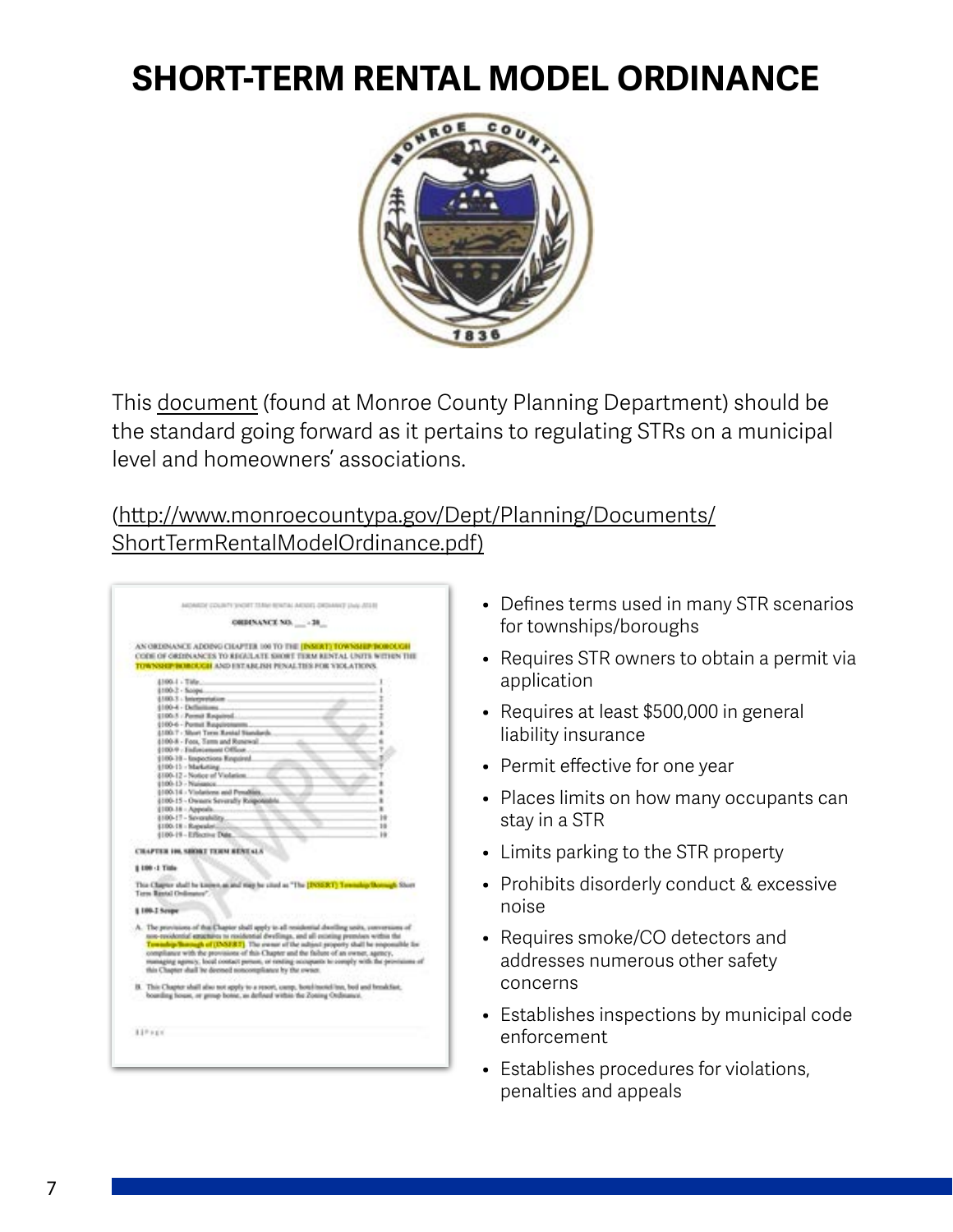# SHORT-TERM RENTAL MODEL ORDINANCE

This document (found at Monroe County Planning Department) should be the standard going forward as it pertains to regulating STRs on a municipal level and homeowners' associations.

(http://www.monroecountypa.gov/Dept/Planning/Documents/ShortTermRentalModelOrdinance.pdf)

- Defines terms used in many STR scenarios for townships/boroughs
- Requires STR owners to obtain a permit via application
- Requires at least $500,000 in general liability insurance
- Permit effective for one year
- Places limits on how many occupants can stay in a STR
- Limits parking to the STR property
- Prohibits disorderly conduct & excessive noise
- Requires smoke/CO detectors and addresses numerous other safety concerns
- Establishes inspections by municipal code enforcement
- Establishes procedures for violations, penalties and appeals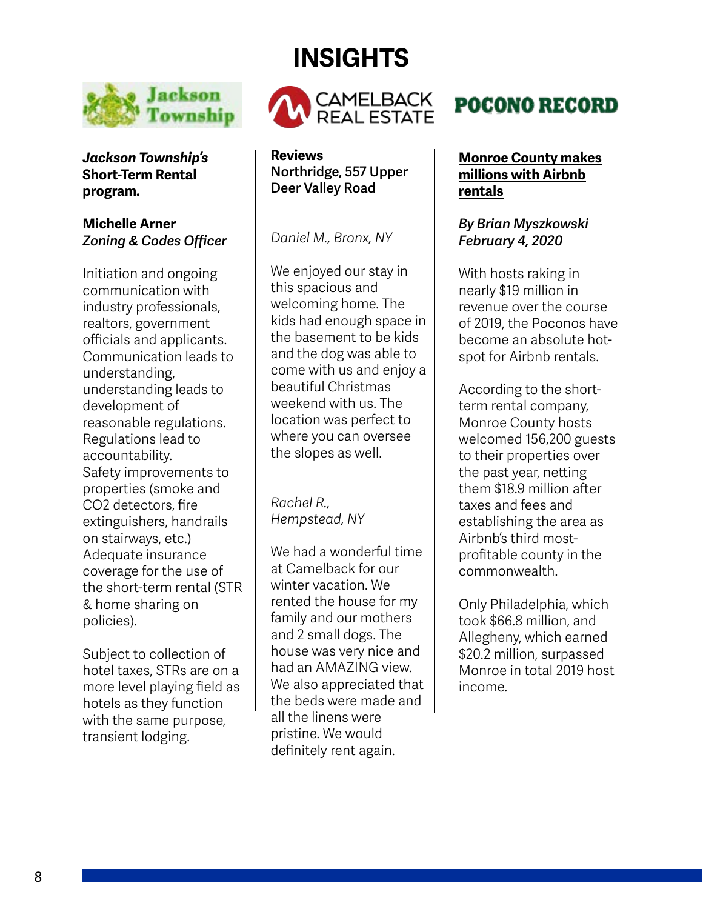# INSIGHTS

## Jackson Township

***Jackson Township's* Short-Term Rental program.**

**Michelle Arner**
***Zoning & Codes Officer***

Initiation and ongoing communication with industry professionals, realtors, government officials and applicants. Communication leads to understanding, understanding leads to development of reasonable regulations. Regulations lead to accountability. Safety improvements to properties (smoke and $CO_2$ detectors, fire extinguishers, handrails on stairways, etc.) Adequate insurance coverage for the use of the short-term rental (STR & home sharing on policies).

Subject to collection of hotel taxes, STRs are on a more level playing field as hotels as they function with the same purpose, transient lodging.

## CAMELBACK REAL ESTATE

**Reviews**
**Northridge, 557 Upper Deer Valley Road**

*Daniel M., Bronx, NY*

We enjoyed our stay in this spacious and welcoming home. The kids had enough space in the basement to be kids and the dog was able to come with us and enjoy a beautiful Christmas weekend with us. The location was perfect to where you can oversee the slopes as well.

*Rachel R., Hempstead, NY*

We had a wonderful time at Camelback for our winter vacation. We rented the house for my family and our mothers and 2 small dogs. The house was very nice and had an AMAZING view. We also appreciated that the beds were made and all the linens were pristine. We would definitely rent again.

## POCONO RECORD

**Monroe County makes millions with Airbnb rentals**

***By Brian Myszkowski***
***February 4, 2020***

With hosts raking in nearly $19 million in revenue over the course of 2019, the Poconos have become an absolute hot-spot for Airbnb rentals.

According to the short-term rental company, Monroe County hosts welcomed 156,200 guests to their properties over the past year, netting them $18.9 million after taxes and fees and establishing the area as Airbnb's third most-profitable county in the commonwealth.

Only Philadelphia, which took $66.8 million, and Allegheny, which earned $20.2 million, surpassed Monroe in total 2019 host income.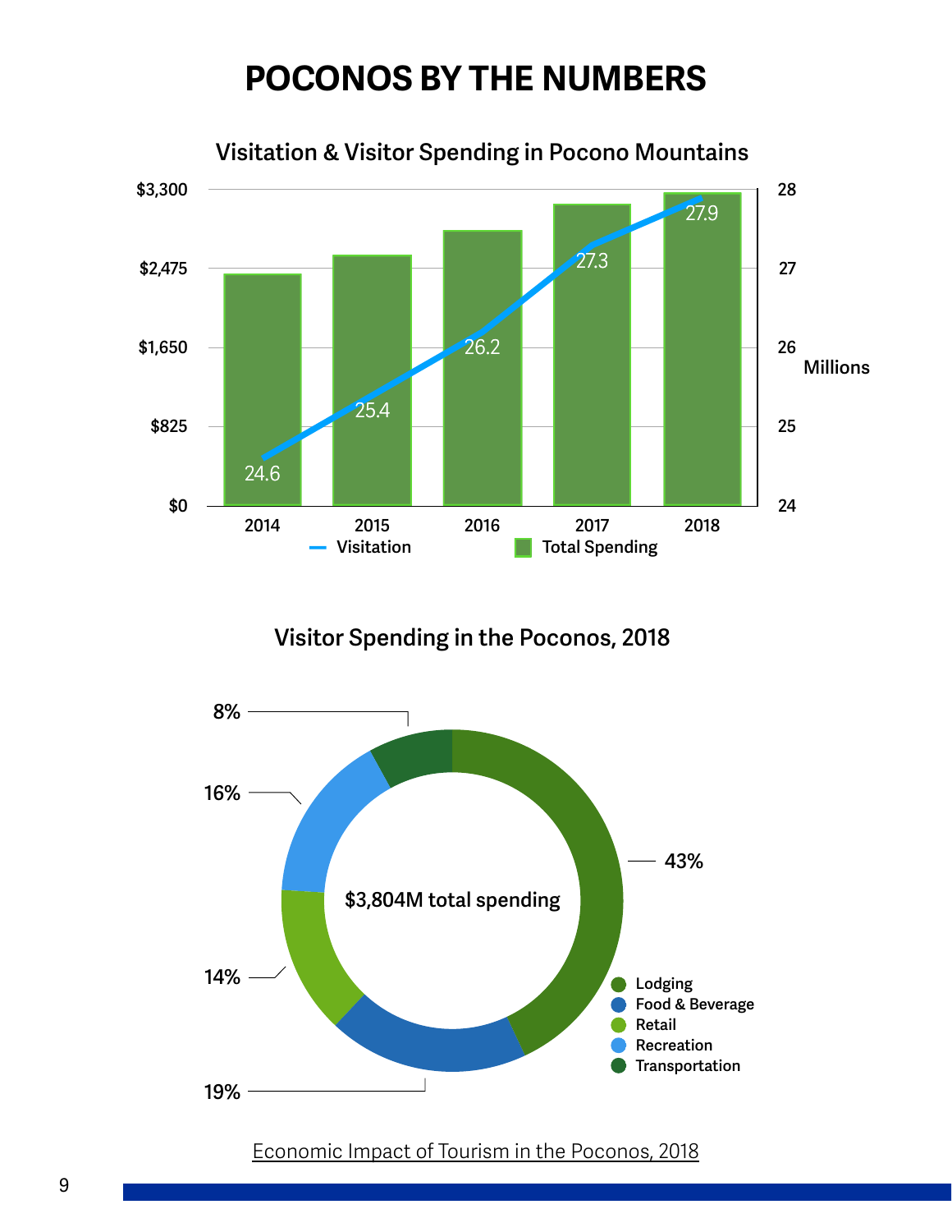# POCONOS BY THE NUMBERS

### Visitation & Visitor Spending in Pocono Mountains

| Year | Visitation (Millions) |
|---|---|
| 2014 | 24.6 |
| 2015 | 25.4 |
| 2016 | 26.2 |
| 2017 | 27.3 |
| 2018 | 27.9 |

Left axis (Total Spending): $0, $825, $1,650, $2,475, $3,300

Right axis (Visitation): 24, 25, 26, 27, 28 Millions

Legend: Visitation, Total Spending

### Visitor Spending in the Poconos, 2018

$3,804M total spending

| Category | Share |
|---|---|
| Lodging | 43% |
| Food & Beverage | 19% |
| Retail | 14% |
| Recreation | 16% |
| Transportation | 8% |

Economic Impact of Tourism in the Poconos, 2018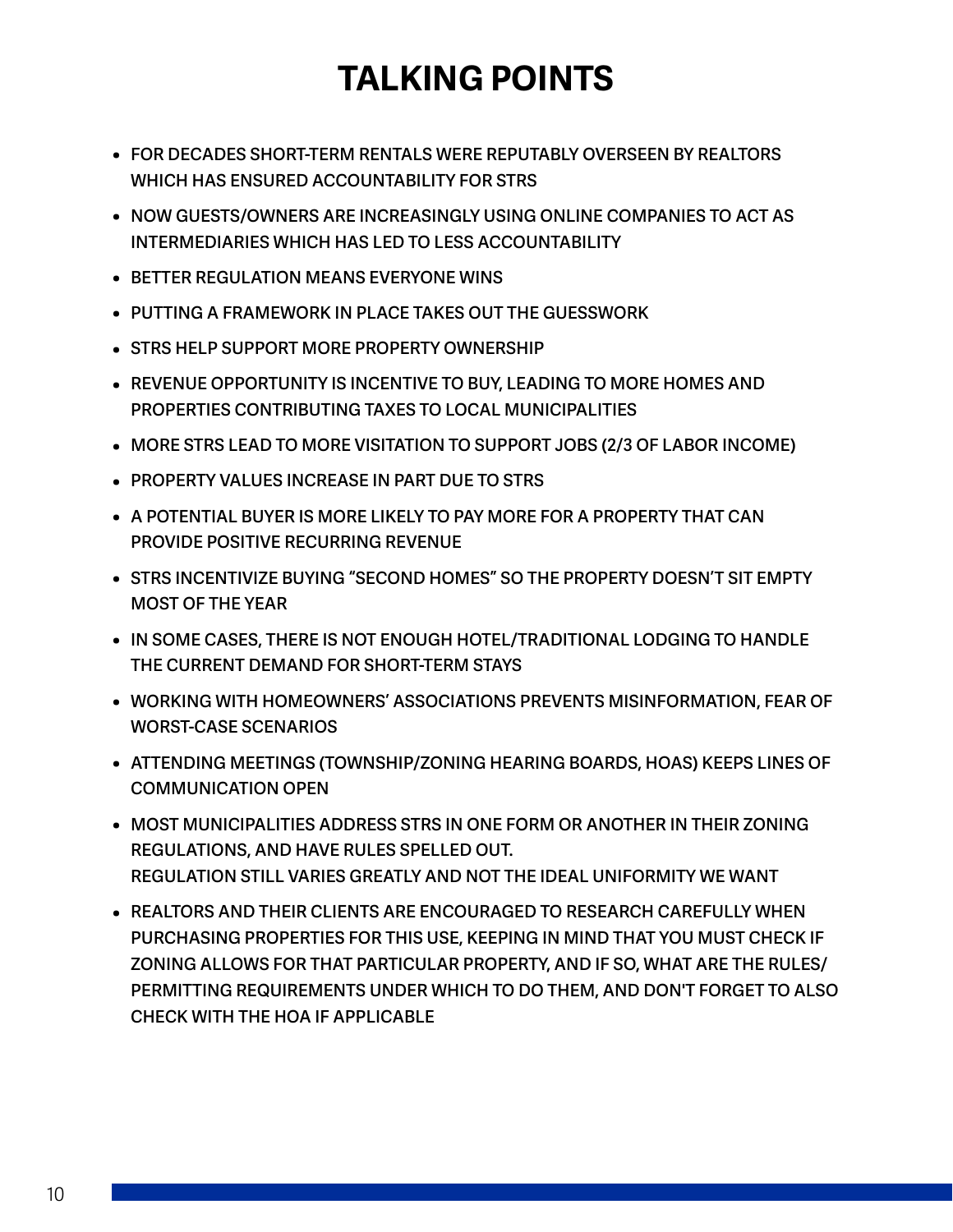# TALKING POINTS

- FOR DECADES SHORT-TERM RENTALS WERE REPUTABLY OVERSEEN BY REALTORS WHICH HAS ENSURED ACCOUNTABILITY FOR STRS
- NOW GUESTS/OWNERS ARE INCREASINGLY USING ONLINE COMPANIES TO ACT AS INTERMEDIARIES WHICH HAS LED TO LESS ACCOUNTABILITY
- BETTER REGULATION MEANS EVERYONE WINS
- PUTTING A FRAMEWORK IN PLACE TAKES OUT THE GUESSWORK
- STRS HELP SUPPORT MORE PROPERTY OWNERSHIP
- REVENUE OPPORTUNITY IS INCENTIVE TO BUY, LEADING TO MORE HOMES AND PROPERTIES CONTRIBUTING TAXES TO LOCAL MUNICIPALITIES
- MORE STRS LEAD TO MORE VISITATION TO SUPPORT JOBS (2/3 OF LABOR INCOME)
- PROPERTY VALUES INCREASE IN PART DUE TO STRS
- A POTENTIAL BUYER IS MORE LIKELY TO PAY MORE FOR A PROPERTY THAT CAN PROVIDE POSITIVE RECURRING REVENUE
- STRS INCENTIVIZE BUYING "SECOND HOMES" SO THE PROPERTY DOESN'T SIT EMPTY MOST OF THE YEAR
- IN SOME CASES, THERE IS NOT ENOUGH HOTEL/TRADITIONAL LODGING TO HANDLE THE CURRENT DEMAND FOR SHORT-TERM STAYS
- WORKING WITH HOMEOWNERS' ASSOCIATIONS PREVENTS MISINFORMATION, FEAR OF WORST-CASE SCENARIOS
- ATTENDING MEETINGS (TOWNSHIP/ZONING HEARING BOARDS, HOAS) KEEPS LINES OF COMMUNICATION OPEN
- MOST MUNICIPALITIES ADDRESS STRS IN ONE FORM OR ANOTHER IN THEIR ZONING REGULATIONS, AND HAVE RULES SPELLED OUT.
  REGULATION STILL VARIES GREATLY AND NOT THE IDEAL UNIFORMITY WE WANT
- REALTORS AND THEIR CLIENTS ARE ENCOURAGED TO RESEARCH CAREFULLY WHEN PURCHASING PROPERTIES FOR THIS USE, KEEPING IN MIND THAT YOU MUST CHECK IF ZONING ALLOWS FOR THAT PARTICULAR PROPERTY, AND IF SO, WHAT ARE THE RULES/ PERMITTING REQUIREMENTS UNDER WHICH TO DO THEM, AND DON'T FORGET TO ALSO CHECK WITH THE HOA IF APPLICABLE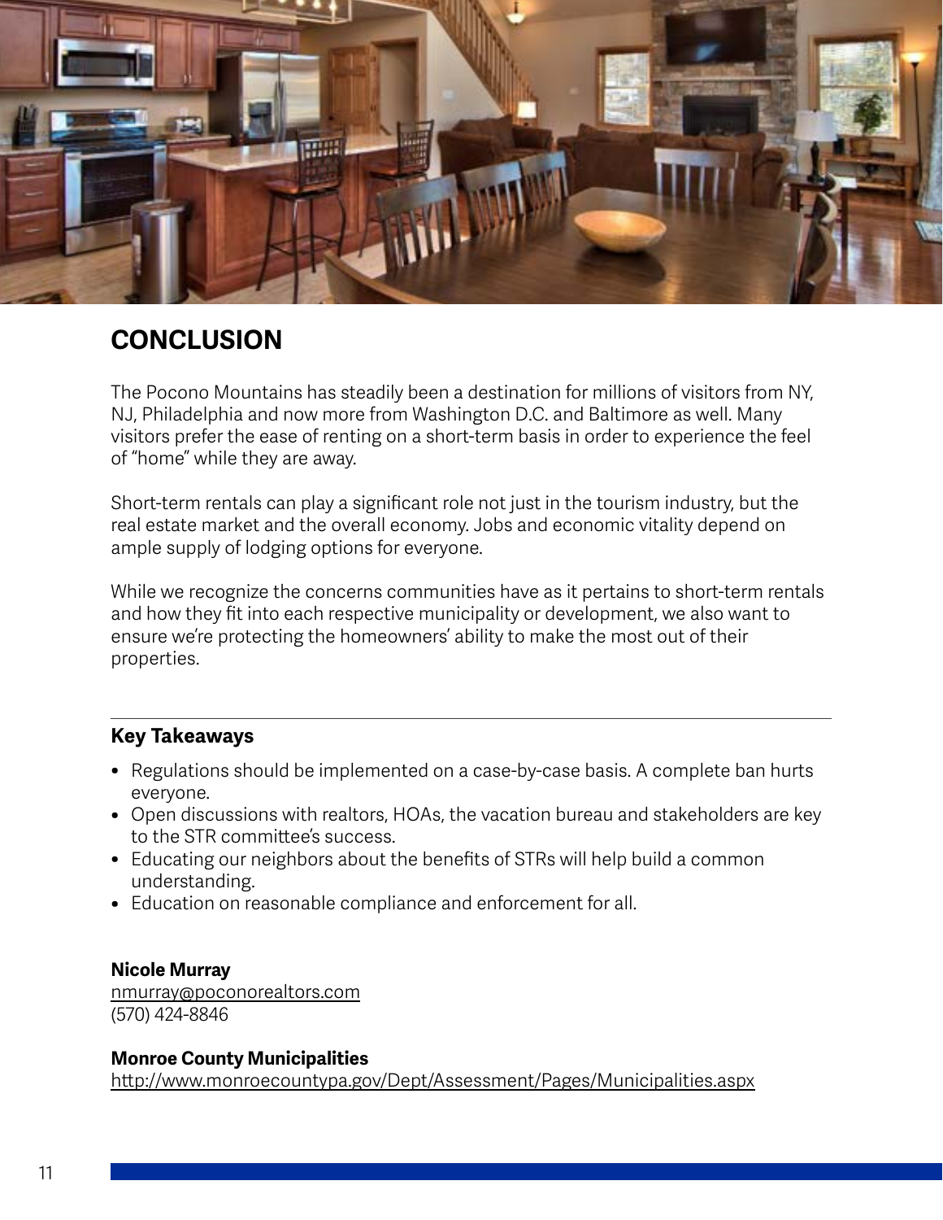# CONCLUSION

The Pocono Mountains has steadily been a destination for millions of visitors from NY, NJ, Philadelphia and now more from Washington D.C. and Baltimore as well. Many visitors prefer the ease of renting on a short-term basis in order to experience the feel of "home" while they are away.

Short-term rentals can play a significant role not just in the tourism industry, but the real estate market and the overall economy. Jobs and economic vitality depend on ample supply of lodging options for everyone.

While we recognize the concerns communities have as it pertains to short-term rentals and how they fit into each respective municipality or development, we also want to ensure we're protecting the homeowners' ability to make the most out of their properties.

---

## Key Takeaways

- Regulations should be implemented on a case-by-case basis. A complete ban hurts everyone.
- Open discussions with realtors, HOAs, the vacation bureau and stakeholders are key to the STR committee's success.
- Educating our neighbors about the benefits of STRs will help build a common understanding.
- Education on reasonable compliance and enforcement for all.

**Nicole Murray**
nmurray@poconorealtors.com
(570) 424-8846

**Monroe County Municipalities**
http://www.monroecountypa.gov/Dept/Assessment/Pages/Municipalities.aspx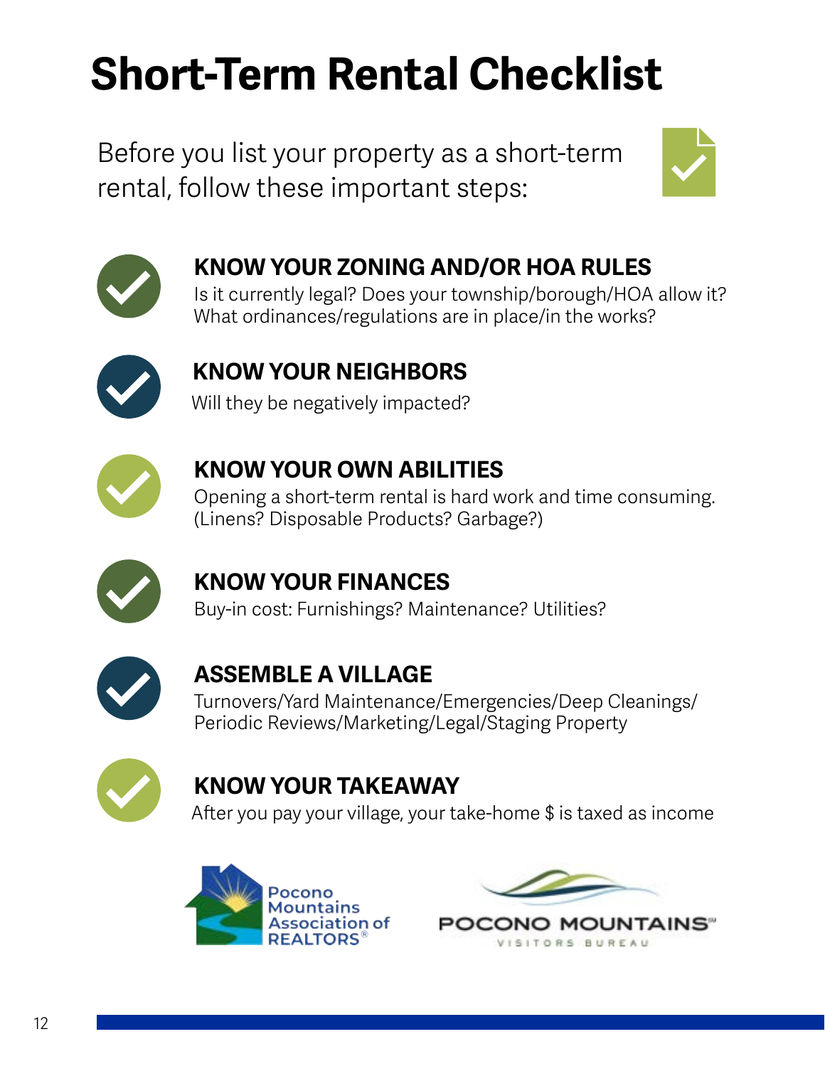# Short-Term Rental Checklist

Before you list your property as a short-term rental, follow these important steps:

### KNOW YOUR ZONING AND/OR HOA RULES

Is it currently legal? Does your township/borough/HOA allow it? What ordinances/regulations are in place/in the works?

### KNOW YOUR NEIGHBORS

Will they be negatively impacted?

### KNOW YOUR OWN ABILITIES

Opening a short-term rental is hard work and time consuming. (Linens? Disposable Products? Garbage?)

### KNOW YOUR FINANCES

Buy-in cost: Furnishings? Maintenance? Utilities?

### ASSEMBLE A VILLAGE

Turnovers/Yard Maintenance/Emergencies/Deep Cleanings/Periodic Reviews/Marketing/Legal/Staging Property

### KNOW YOUR TAKEAWAY

After you pay your village, your take-home $ is taxed as income

Pocono Mountains Association of REALTORS®

POCONO MOUNTAINS℠ VISITORS BUREAU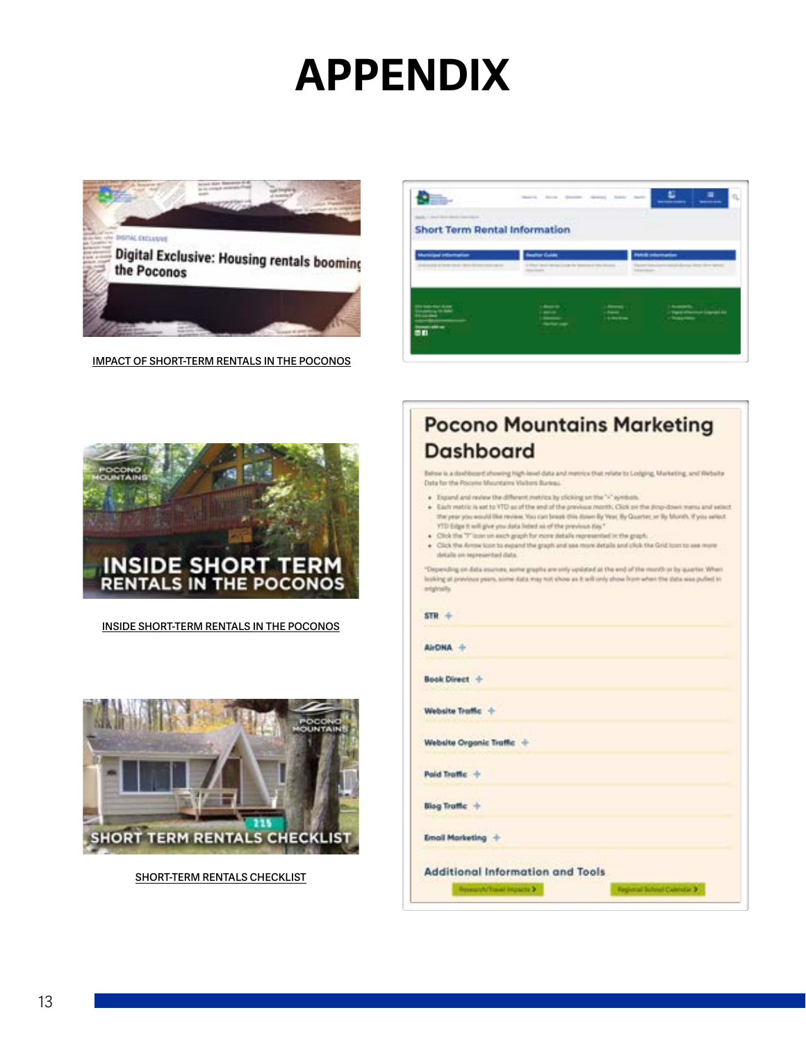# APPENDIX

IMPACT OF SHORT-TERM RENTALS IN THE POCONOS

INSIDE SHORT-TERM RENTALS IN THE POCONOS

SHORT-TERM RENTALS CHECKLIST